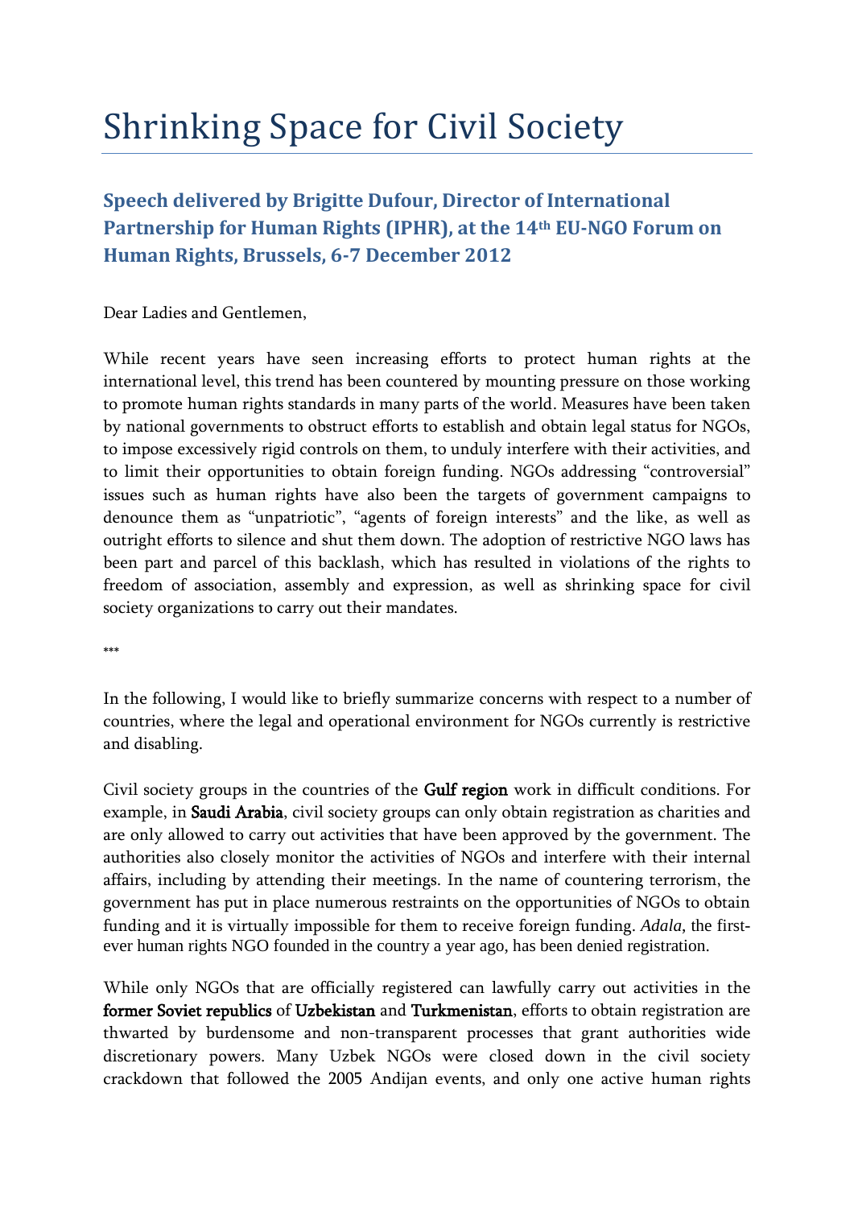# Shrinking Space for Civil Society

### Speech delivered by Brigitte Dufour, Director of International Partnership for Human Rights (IPHR), at the 14th EU-NGO Forum on Human Rights, Brussels, 6-7 December 2012

Dear Ladies and Gentlemen,

While recent years have seen increasing efforts to protect human rights at the international level, this trend has been countered by mounting pressure on those working to promote human rights standards in many parts of the world. Measures have been taken by national governments to obstruct efforts to establish and obtain legal status for NGOs, to impose excessively rigid controls on them, to unduly interfere with their activities, and to limit their opportunities to obtain foreign funding. NGOs addressing "controversial" issues such as human rights have also been the targets of government campaigns to denounce them as "unpatriotic", "agents of foreign interests" and the like, as well as outright efforts to silence and shut them down. The adoption of restrictive NGO laws has been part and parcel of this backlash, which has resulted in violations of the rights to freedom of association, assembly and expression, as well as shrinking space for civil society organizations to carry out their mandates.

***

In the following, I would like to briefly summarize concerns with respect to a number of countries, where the legal and operational environment for NGOs currently is restrictive and disabling.

Civil society groups in the countries of the **Gulf region** work in difficult conditions. For example, in **Saudi Arabia**, civil society groups can only obtain registration as charities and are only allowed to carry out activities that have been approved by the government. The authorities also closely monitor the activities of NGOs and interfere with their internal affairs, including by attending their meetings. In the name of countering terrorism, the government has put in place numerous restraints on the opportunities of NGOs to obtain funding and it is virtually impossible for them to receive foreign funding. *Adala*, the first-ever human rights NGO founded in the country a year ago, has been denied registration.

While only NGOs that are officially registered can lawfully carry out activities in the **former Soviet republics** of **Uzbekistan** and **Turkmenistan**, efforts to obtain registration are thwarted by burdensome and non-transparent processes that grant authorities wide discretionary powers. Many Uzbek NGOs were closed down in the civil society crackdown that followed the 2005 Andijan events, and only one active human rights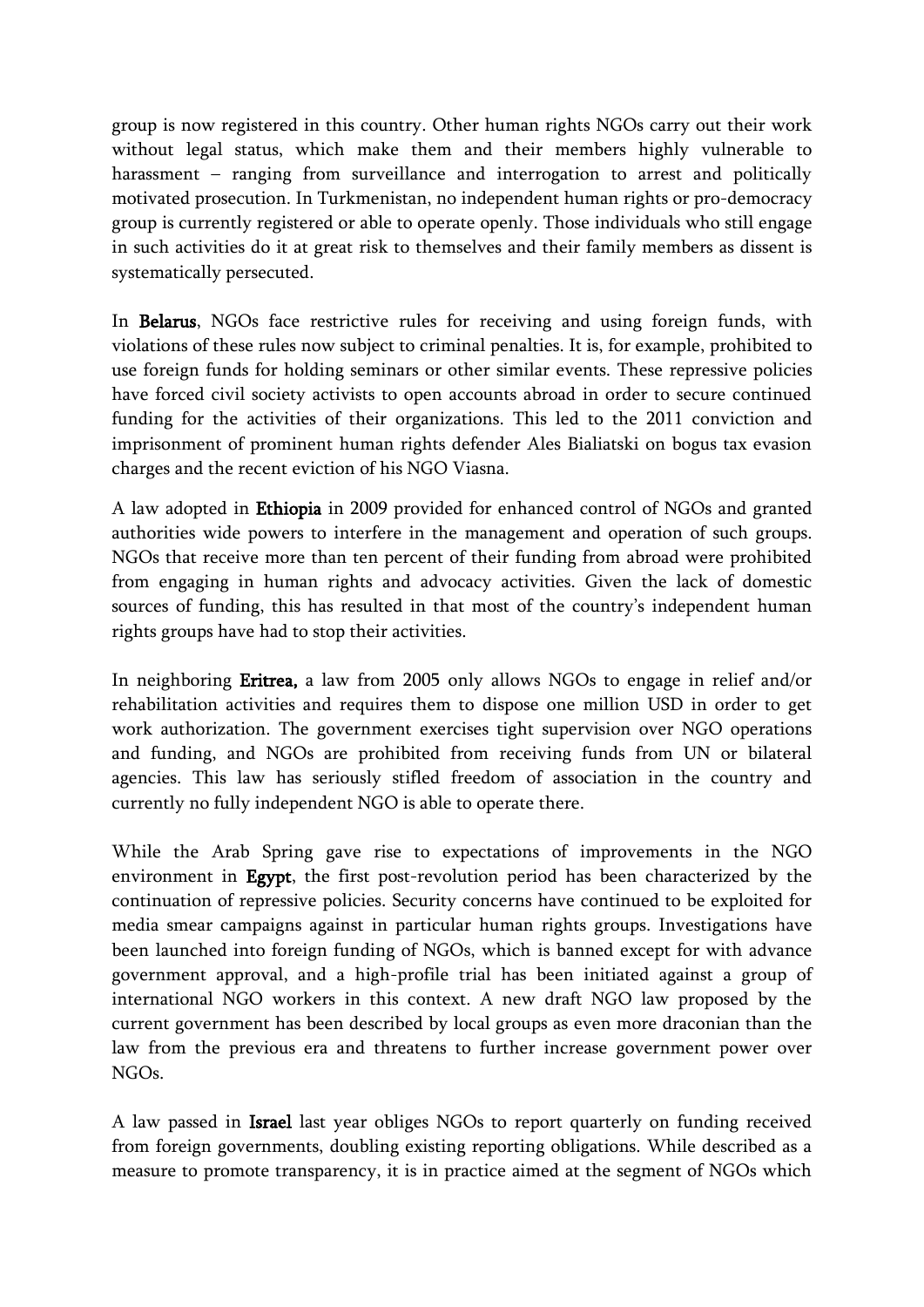group is now registered in this country. Other human rights NGOs carry out their work without legal status, which make them and their members highly vulnerable to harassment – ranging from surveillance and interrogation to arrest and politically motivated prosecution. In Turkmenistan, no independent human rights or pro-democracy group is currently registered or able to operate openly. Those individuals who still engage in such activities do it at great risk to themselves and their family members as dissent is systematically persecuted.

In **Belarus**, NGOs face restrictive rules for receiving and using foreign funds, with violations of these rules now subject to criminal penalties. It is, for example, prohibited to use foreign funds for holding seminars or other similar events. These repressive policies have forced civil society activists to open accounts abroad in order to secure continued funding for the activities of their organizations. This led to the 2011 conviction and imprisonment of prominent human rights defender Ales Bialiatski on bogus tax evasion charges and the recent eviction of his NGO Viasna.

A law adopted in **Ethiopia** in 2009 provided for enhanced control of NGOs and granted authorities wide powers to interfere in the management and operation of such groups. NGOs that receive more than ten percent of their funding from abroad were prohibited from engaging in human rights and advocacy activities. Given the lack of domestic sources of funding, this has resulted in that most of the country's independent human rights groups have had to stop their activities.

In neighboring **Eritrea,** a law from 2005 only allows NGOs to engage in relief and/or rehabilitation activities and requires them to dispose one million USD in order to get work authorization. The government exercises tight supervision over NGO operations and funding, and NGOs are prohibited from receiving funds from UN or bilateral agencies. This law has seriously stifled freedom of association in the country and currently no fully independent NGO is able to operate there.

While the Arab Spring gave rise to expectations of improvements in the NGO environment in **Egypt**, the first post-revolution period has been characterized by the continuation of repressive policies. Security concerns have continued to be exploited for media smear campaigns against in particular human rights groups. Investigations have been launched into foreign funding of NGOs, which is banned except for with advance government approval, and a high-profile trial has been initiated against a group of international NGO workers in this context. A new draft NGO law proposed by the current government has been described by local groups as even more draconian than the law from the previous era and threatens to further increase government power over NGOs.

A law passed in **Israel** last year obliges NGOs to report quarterly on funding received from foreign governments, doubling existing reporting obligations. While described as a measure to promote transparency, it is in practice aimed at the segment of NGOs which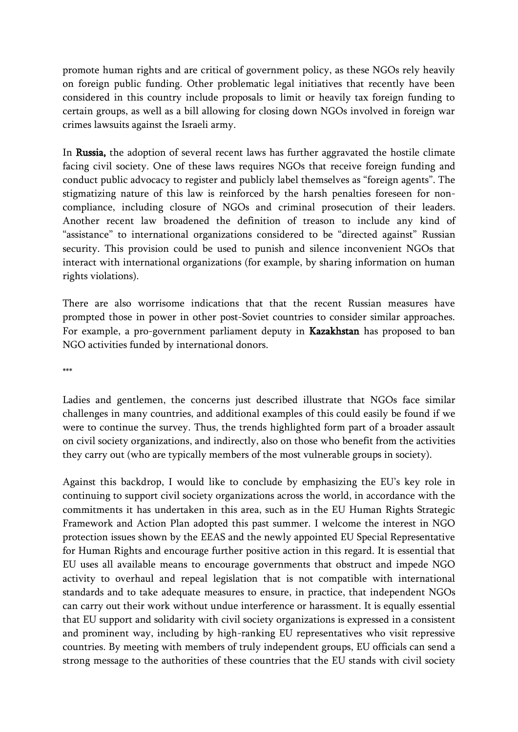promote human rights and are critical of government policy, as these NGOs rely heavily on foreign public funding. Other problematic legal initiatives that recently have been considered in this country include proposals to limit or heavily tax foreign funding to certain groups, as well as a bill allowing for closing down NGOs involved in foreign war crimes lawsuits against the Israeli army.

In **Russia,** the adoption of several recent laws has further aggravated the hostile climate facing civil society. One of these laws requires NGOs that receive foreign funding and conduct public advocacy to register and publicly label themselves as "foreign agents". The stigmatizing nature of this law is reinforced by the harsh penalties foreseen for non-compliance, including closure of NGOs and criminal prosecution of their leaders. Another recent law broadened the definition of treason to include any kind of "assistance" to international organizations considered to be "directed against" Russian security. This provision could be used to punish and silence inconvenient NGOs that interact with international organizations (for example, by sharing information on human rights violations).

There are also worrisome indications that that the recent Russian measures have prompted those in power in other post-Soviet countries to consider similar approaches. For example, a pro-government parliament deputy in **Kazakhstan** has proposed to ban NGO activities funded by international donors.

***

Ladies and gentlemen, the concerns just described illustrate that NGOs face similar challenges in many countries, and additional examples of this could easily be found if we were to continue the survey. Thus, the trends highlighted form part of a broader assault on civil society organizations, and indirectly, also on those who benefit from the activities they carry out (who are typically members of the most vulnerable groups in society).

Against this backdrop, I would like to conclude by emphasizing the EU's key role in continuing to support civil society organizations across the world, in accordance with the commitments it has undertaken in this area, such as in the EU Human Rights Strategic Framework and Action Plan adopted this past summer. I welcome the interest in NGO protection issues shown by the EEAS and the newly appointed EU Special Representative for Human Rights and encourage further positive action in this regard. It is essential that EU uses all available means to encourage governments that obstruct and impede NGO activity to overhaul and repeal legislation that is not compatible with international standards and to take adequate measures to ensure, in practice, that independent NGOs can carry out their work without undue interference or harassment. It is equally essential that EU support and solidarity with civil society organizations is expressed in a consistent and prominent way, including by high-ranking EU representatives who visit repressive countries. By meeting with members of truly independent groups, EU officials can send a strong message to the authorities of these countries that the EU stands with civil society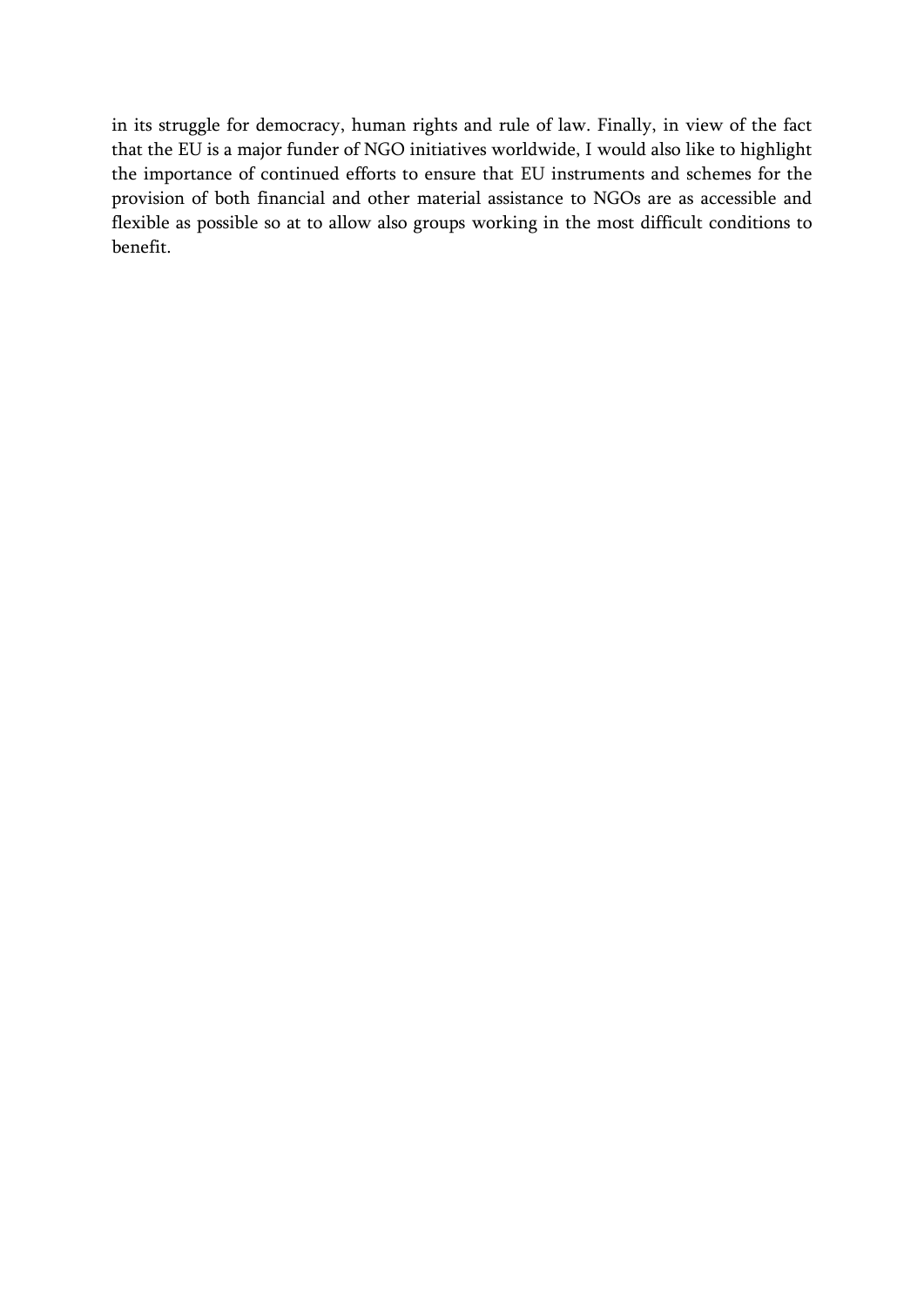in its struggle for democracy, human rights and rule of law. Finally, in view of the fact that the EU is a major funder of NGO initiatives worldwide, I would also like to highlight the importance of continued efforts to ensure that EU instruments and schemes for the provision of both financial and other material assistance to NGOs are as accessible and flexible as possible so at to allow also groups working in the most difficult conditions to benefit.